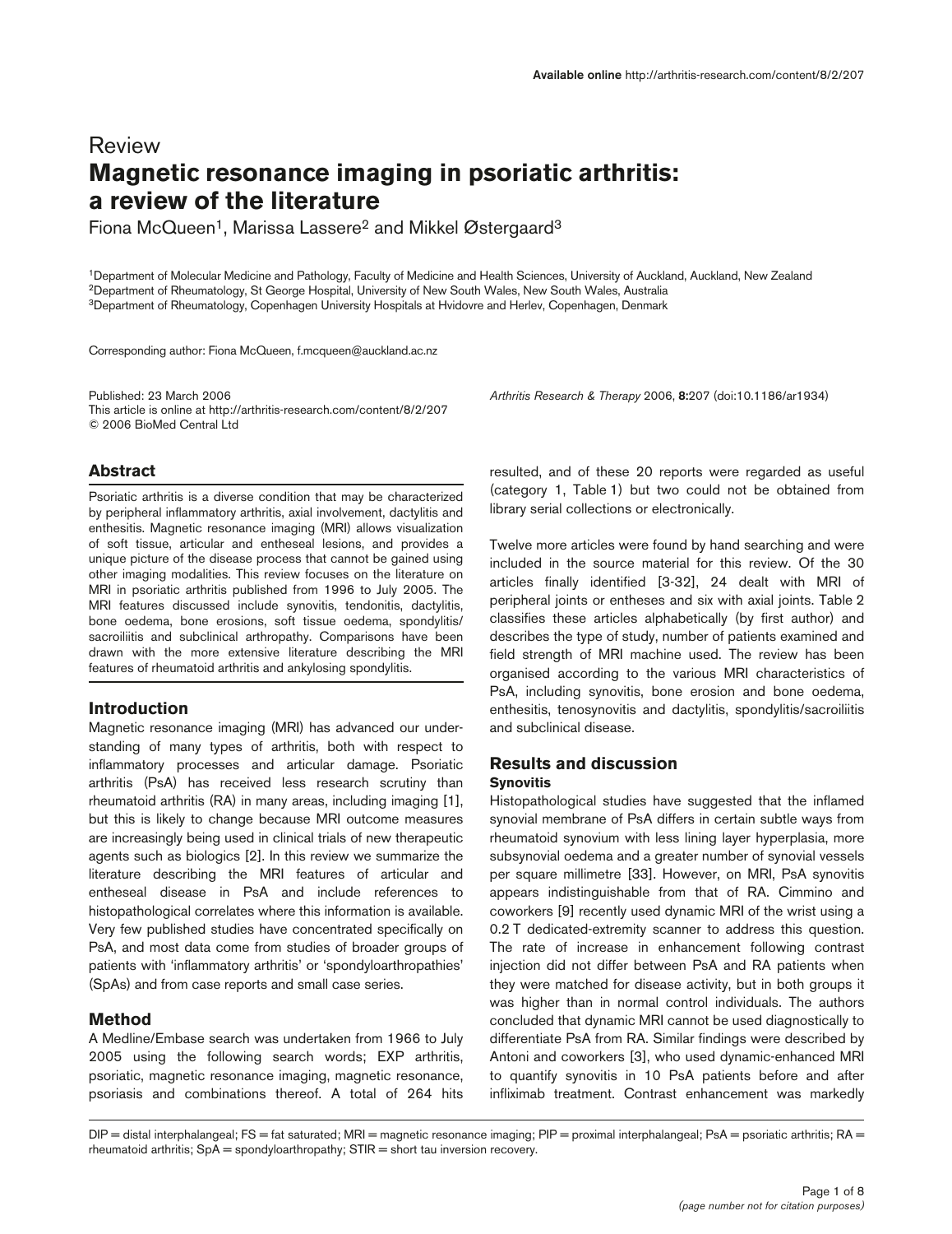Review

# Magnetic resonance imaging in psoriatic arthritis: a review of the literature

Fiona McQueen[1], Marissa Lassere[2] and Mikkel Østergaard[3]

[1]Department of Molecular Medicine and Pathology, Faculty of Medicine and Health Sciences, University of Auckland, Auckland, New Zealand
[2]Department of Rheumatology, St George Hospital, University of New South Wales, New South Wales, Australia
[3]Department of Rheumatology, Copenhagen University Hospitals at Hvidovre and Herlev, Copenhagen, Denmark

Corresponding author: Fiona McQueen, f.mcqueen@auckland.ac.nz

Published: 23 March 2006
This article is online at http://arthritis-research.com/content/8/2/207
© 2006 BioMed Central Ltd

*Arthritis Research & Therapy* 2006, **8:**207 (doi:10.1186/ar1934)

## Abstract

Psoriatic arthritis is a diverse condition that may be characterized by peripheral inflammatory arthritis, axial involvement, dactylitis and enthesitis. Magnetic resonance imaging (MRI) allows visualization of soft tissue, articular and entheseal lesions, and provides a unique picture of the disease process that cannot be gained using other imaging modalities. This review focuses on the literature on MRI in psoriatic arthritis published from 1996 to July 2005. The MRI features discussed include synovitis, tendonitis, dactylitis, bone oedema, bone erosions, soft tissue oedema, spondylitis/sacroiliitis and subclinical arthropathy. Comparisons have been drawn with the more extensive literature describing the MRI features of rheumatoid arthritis and ankylosing spondylitis.

## Introduction

Magnetic resonance imaging (MRI) has advanced our understanding of many types of arthritis, both with respect to inflammatory processes and articular damage. Psoriatic arthritis (PsA) has received less research scrutiny than rheumatoid arthritis (RA) in many areas, including imaging [1], but this is likely to change because MRI outcome measures are increasingly being used in clinical trials of new therapeutic agents such as biologics [2]. In this review we summarize the literature describing the MRI features of articular and entheseal disease in PsA and include references to histopathological correlates where this information is available. Very few published studies have concentrated specifically on PsA, and most data come from studies of broader groups of patients with 'inflammatory arthritis' or 'spondyloarthropathies' (SpAs) and from case reports and small case series.

## Method

A Medline/Embase search was undertaken from 1966 to July 2005 using the following search words; EXP arthritis, psoriatic, magnetic resonance imaging, magnetic resonance, psoriasis and combinations thereof. A total of 264 hits resulted, and of these 20 reports were regarded as useful (category 1, Table 1) but two could not be obtained from library serial collections or electronically.

Twelve more articles were found by hand searching and were included in the source material for this review. Of the 30 articles finally identified [3-32], 24 dealt with MRI of peripheral joints or entheses and six with axial joints. Table 2 classifies these articles alphabetically (by first author) and describes the type of study, number of patients examined and field strength of MRI machine used. The review has been organised according to the various MRI characteristics of PsA, including synovitis, bone erosion and bone oedema, enthesitis, tenosynovitis and dactylitis, spondylitis/sacroiliitis and subclinical disease.

## Results and discussion

### Synovitis

Histopathological studies have suggested that the inflamed synovial membrane of PsA differs in certain subtle ways from rheumatoid synovium with less lining layer hyperplasia, more subsynovial oedema and a greater number of synovial vessels per square millimetre [33]. However, on MRI, PsA synovitis appears indistinguishable from that of RA. Cimmino and coworkers [9] recently used dynamic MRI of the wrist using a 0.2 T dedicated-extremity scanner to address this question. The rate of increase in enhancement following contrast injection did not differ between PsA and RA patients when they were matched for disease activity, but in both groups it was higher than in normal control individuals. The authors concluded that dynamic MRI cannot be used diagnostically to differentiate PsA from RA. Similar findings were described by Antoni and coworkers [3], who used dynamic-enhanced MRI to quantify synovitis in 10 PsA patients before and after infliximab treatment. Contrast enhancement was markedly

DIP = distal interphalangeal; FS = fat saturated; MRI = magnetic resonance imaging; PIP = proximal interphalangeal; PsA = psoriatic arthritis; RA = rheumatoid arthritis; SpA = spondyloarthropathy; STIR = short tau inversion recovery.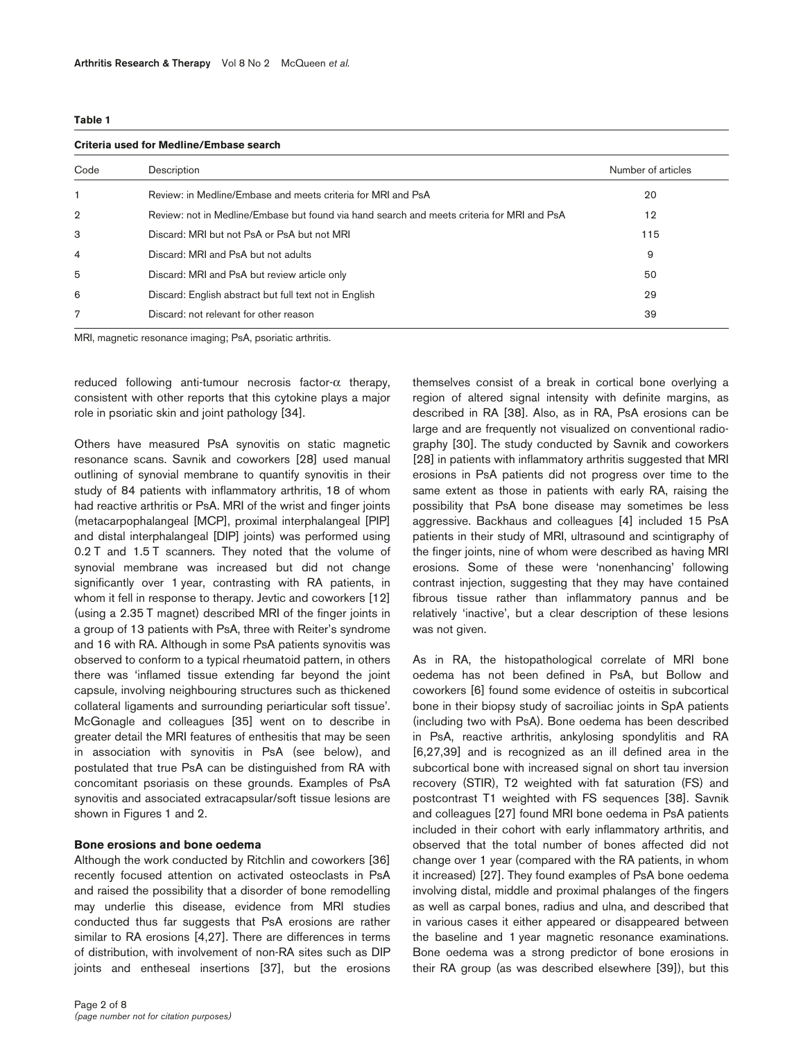**Table 1**

**Criteria used for Medline/Embase search**

| Code | Description | Number of articles |
|---|---|---|
| 1 | Review: in Medline/Embase and meets criteria for MRI and PsA | 20 |
| 2 | Review: not in Medline/Embase but found via hand search and meets criteria for MRI and PsA | 12 |
| 3 | Discard: MRI but not PsA or PsA but not MRI | 115 |
| 4 | Discard: MRI and PsA but not adults | 9 |
| 5 | Discard: MRI and PsA but review article only | 50 |
| 6 | Discard: English abstract but full text not in English | 29 |
| 7 | Discard: not relevant for other reason | 39 |

MRI, magnetic resonance imaging; PsA, psoriatic arthritis.

reduced following anti-tumour necrosis factor-α therapy, consistent with other reports that this cytokine plays a major role in psoriatic skin and joint pathology [34].

Others have measured PsA synovitis on static magnetic resonance scans. Savnik and coworkers [28] used manual outlining of synovial membrane to quantify synovitis in their study of 84 patients with inflammatory arthritis, 18 of whom had reactive arthritis or PsA. MRI of the wrist and finger joints (metacarpophalangeal [MCP], proximal interphalangeal [PIP] and distal interphalangeal [DIP] joints) was performed using 0.2 T and 1.5 T scanners. They noted that the volume of synovial membrane was increased but did not change significantly over 1 year, contrasting with RA patients, in whom it fell in response to therapy. Jevtic and coworkers [12] (using a 2.35 T magnet) described MRI of the finger joints in a group of 13 patients with PsA, three with Reiter's syndrome and 16 with RA. Although in some PsA patients synovitis was observed to conform to a typical rheumatoid pattern, in others there was 'inflamed tissue extending far beyond the joint capsule, involving neighbouring structures such as thickened collateral ligaments and surrounding periarticular soft tissue'. McGonagle and colleagues [35] went on to describe in greater detail the MRI features of enthesitis that may be seen in association with synovitis in PsA (see below), and postulated that true PsA can be distinguished from RA with concomitant psoriasis on these grounds. Examples of PsA synovitis and associated extracapsular/soft tissue lesions are shown in Figures 1 and 2.

### Bone erosions and bone oedema

Although the work conducted by Ritchlin and coworkers [36] recently focused attention on activated osteoclasts in PsA and raised the possibility that a disorder of bone remodelling may underlie this disease, evidence from MRI studies conducted thus far suggests that PsA erosions are rather similar to RA erosions [4,27]. There are differences in terms of distribution, with involvement of non-RA sites such as DIP joints and entheseal insertions [37], but the erosions themselves consist of a break in cortical bone overlying a region of altered signal intensity with definite margins, as described in RA [38]. Also, as in RA, PsA erosions can be large and are frequently not visualized on conventional radiography [30]. The study conducted by Savnik and coworkers [28] in patients with inflammatory arthritis suggested that MRI erosions in PsA patients did not progress over time to the same extent as those in patients with early RA, raising the possibility that PsA bone disease may sometimes be less aggressive. Backhaus and colleagues [4] included 15 PsA patients in their study of MRI, ultrasound and scintigraphy of the finger joints, nine of whom were described as having MRI erosions. Some of these were 'nonenhancing' following contrast injection, suggesting that they may have contained fibrous tissue rather than inflammatory pannus and be relatively 'inactive', but a clear description of these lesions was not given.

As in RA, the histopathological correlate of MRI bone oedema has not been defined in PsA, but Bollow and coworkers [6] found some evidence of osteitis in subcortical bone in their biopsy study of sacroiliac joints in SpA patients (including two with PsA). Bone oedema has been described in PsA, reactive arthritis, ankylosing spondylitis and RA [6,27,39] and is recognized as an ill defined area in the subcortical bone with increased signal on short tau inversion recovery (STIR), T2 weighted with fat saturation (FS) and postcontrast T1 weighted with FS sequences [38]. Savnik and colleagues [27] found MRI bone oedema in PsA patients included in their cohort with early inflammatory arthritis, and observed that the total number of bones affected did not change over 1 year (compared with the RA patients, in whom it increased) [27]. They found examples of PsA bone oedema involving distal, middle and proximal phalanges of the fingers as well as carpal bones, radius and ulna, and described that in various cases it either appeared or disappeared between the baseline and 1 year magnetic resonance examinations. Bone oedema was a strong predictor of bone erosions in their RA group (as was described elsewhere [39]), but this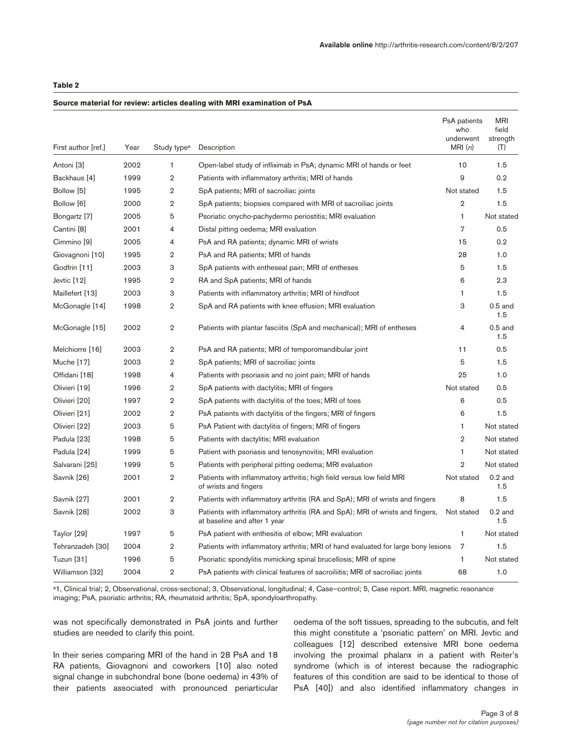**Table 2**

**Source material for review: articles dealing with MRI examination of PsA**

| First author [ref.] | Year | Study type[a] | Description | PsA patients who underwent MRI (*n*) | MRI field strength (T) |
|---|---|---|---|---|---|
| Antoni [3] | 2002 | 1 | Open-label study of infliximab in PsA; dynamic MRI of hands or feet | 10 | 1.5 |
| Backhaus [4] | 1999 | 2 | Patients with inflammatory arthritis; MRI of hands | 9 | 0.2 |
| Bollow [5] | 1995 | 2 | SpA patients; MRI of sacroiliac joints | Not stated | 1.5 |
| Bollow [6] | 2000 | 2 | SpA patients; biopsies compared with MRI of sacroiliac joints | 2 | 1.5 |
| Bongartz [7] | 2005 | 5 | Psoriatic onycho-pachydermo periostitis; MRI evaluation | 1 | Not stated |
| Cantini [8] | 2001 | 4 | Distal pitting oedema; MRI evaluation | 7 | 0.5 |
| Cimmino [9] | 2005 | 4 | PsA and RA patients; dynamic MRI of wrists | 15 | 0.2 |
| Giovagnoni [10] | 1995 | 2 | PsA and RA patients; MRI of hands | 28 | 1.0 |
| Godfrin [11] | 2003 | 3 | SpA patients with entheseal pain; MRI of entheses | 5 | 1.5 |
| Jevtic [12] | 1995 | 2 | RA and SpA patients; MRI of hands | 6 | 2.3 |
| Maillefert [13] | 2003 | 3 | Patients with inflammatory arthritis; MRI of hindfoot | 1 | 1.5 |
| McGonagle [14] | 1998 | 2 | SpA and RA patients with knee effusion; MRI evaluation | 3 | 0.5 and 1.5 |
| McGonagle [15] | 2002 | 2 | Patients with plantar fasciitis (SpA and mechanical); MRI of entheses | 4 | 0.5 and 1.5 |
| Melchiorre [16] | 2003 | 2 | PsA and RA patients; MRI of temporomandibular joint | 11 | 0.5 |
| Muche [17] | 2003 | 2 | SpA patients; MRI of sacroiliac joints | 5 | 1.5 |
| Offidani [18] | 1998 | 4 | Patients with psoriasis and no joint pain; MRI of hands | 25 | 1.0 |
| Olivieri [19] | 1996 | 2 | SpA patients with dactylitis; MRI of fingers | Not stated | 0.5 |
| Olivieri [20] | 1997 | 2 | SpA patients with dactylitis of the toes; MRI of toes | 6 | 0.5 |
| Olivieri [21] | 2002 | 2 | PsA patients with dactylitis of the fingers; MRI of fingers | 6 | 1.5 |
| Olivieri [22] | 2003 | 5 | PsA Patient with dactylitis of fingers; MRI of fingers | 1 | Not stated |
| Padula [23] | 1998 | 5 | Patients with dactylitis; MRI evaluation | 2 | Not stated |
| Padula [24] | 1999 | 5 | Patient with psoriasis and tenosynovitis; MRI evaluation | 1 | Not stated |
| Salvarani [25] | 1999 | 5 | Patients with peripheral pitting oedema; MRI evaluation | 2 | Not stated |
| Savnik [26] | 2001 | 2 | Patients with inflammatory arthritis; high field versus low field MRI of wrists and fingers | Not stated | 0.2 and 1.5 |
| Savnik [27] | 2001 | 2 | Patients with inflammatory arthritis (RA and SpA); MRI of wrists and fingers | 8 | 1.5 |
| Savnik [28] | 2002 | 3 | Patients with inflammatory arthritis (RA and SpA); MRI of wrists and fingers, at baseline and after 1 year | Not stated | 0.2 and 1.5 |
| Taylor [29] | 1997 | 5 | PsA patient with enthesitis of elbow; MRI evaluation | 1 | Not stated |
| Tehranzadeh [30] | 2004 | 2 | Patients with inflammatory arthritis; MRI of hand evaluated for large bony lesions | 7 | 1.5 |
| Tuzun [31] | 1996 | 5 | Psoriatic spondylitis mimicking spinal brucellosis; MRI of spine | 1 | Not stated |
| Williamson [32] | 2004 | 2 | PsA patients with clinical features of sacroiliitis; MRI of sacroiliac joints | 68 | 1.0 |

[a]1, Clinical trial; 2, Observational, cross-sectional; 3, Observational, longitudinal; 4, Case–control; 5, Case report. MRI, magnetic resonance imaging; PsA, psoriatic arthritis; RA, rheumatoid arthritis; SpA, spondyloarthropathy.

was not specifically demonstrated in PsA joints and further studies are needed to clarify this point.

In their series comparing MRI of the hand in 28 PsA and 18 RA patients, Giovagnoni and coworkers [10] also noted signal change in subchondral bone (bone oedema) in 43% of their patients associated with pronounced periarticular oedema of the soft tissues, spreading to the subcutis, and felt this might constitute a 'psoriatic pattern' on MRI. Jevtic and colleagues [12] described extensive MRI bone oedema involving the proximal phalanx in a patient with Reiter's syndrome (which is of interest because the radiographic features of this condition are said to be identical to those of PsA [40]) and also identified inflammatory changes in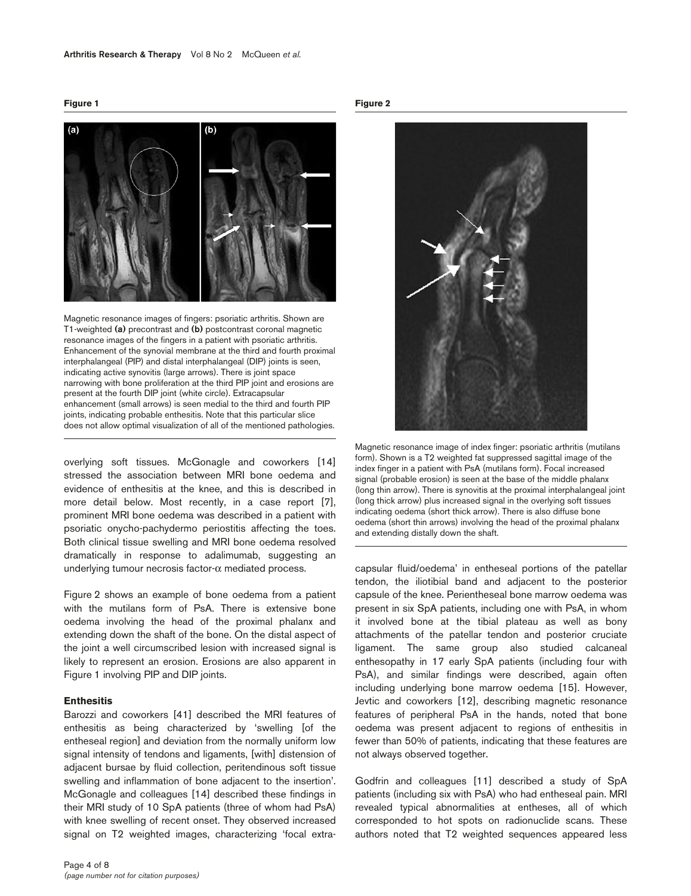**Figure 1**

Magnetic resonance images of fingers: psoriatic arthritis. Shown are T1-weighted **(a)** precontrast and **(b)** postcontrast coronal magnetic resonance images of the fingers in a patient with psoriatic arthritis. Enhancement of the synovial membrane at the third and fourth proximal interphalangeal (PIP) and distal interphalangeal (DIP) joints is seen, indicating active synovitis (large arrows). There is joint space narrowing with bone proliferation at the third PIP joint and erosions are present at the fourth DIP joint (white circle). Extracapsular enhancement (small arrows) is seen medial to the third and fourth PIP joints, indicating probable enthesitis. Note that this particular slice does not allow optimal visualization of all of the mentioned pathologies.

**Figure 2**

Magnetic resonance image of index finger: psoriatic arthritis (mutilans form). Shown is a T2 weighted fat suppressed sagittal image of the index finger in a patient with PsA (mutilans form). Focal increased signal (probable erosion) is seen at the base of the middle phalanx (long thin arrow). There is synovitis at the proximal interphalangeal joint (long thick arrow) plus increased signal in the overlying soft tissues indicating oedema (short thick arrow). There is also diffuse bone oedema (short thin arrows) involving the head of the proximal phalanx and extending distally down the shaft.

overlying soft tissues. McGonagle and coworkers [14] stressed the association between MRI bone oedema and evidence of enthesitis at the knee, and this is described in more detail below. Most recently, in a case report [7], prominent MRI bone oedema was described in a patient with psoriatic onycho-pachydermo periostitis affecting the toes. Both clinical tissue swelling and MRI bone oedema resolved dramatically in response to adalimumab, suggesting an underlying tumour necrosis factor-$\alpha$ mediated process.

Figure 2 shows an example of bone oedema from a patient with the mutilans form of PsA. There is extensive bone oedema involving the head of the proximal phalanx and extending down the shaft of the bone. On the distal aspect of the joint a well circumscribed lesion with increased signal is likely to represent an erosion. Erosions are also apparent in Figure 1 involving PIP and DIP joints.

### Enthesitis

Barozzi and coworkers [41] described the MRI features of enthesitis as being characterized by 'swelling [of the entheseal region] and deviation from the normally uniform low signal intensity of tendons and ligaments, [with] distension of adjacent bursae by fluid collection, peritendinous soft tissue swelling and inflammation of bone adjacent to the insertion'. McGonagle and colleagues [14] described these findings in their MRI study of 10 SpA patients (three of whom had PsA) with knee swelling of recent onset. They observed increased signal on T2 weighted images, characterizing 'focal extra-capsular fluid/oedema' in entheseal portions of the patellar tendon, the iliotibial band and adjacent to the posterior capsule of the knee. Perientheseal bone marrow oedema was present in six SpA patients, including one with PsA, in whom it involved bone at the tibial plateau as well as bony attachments of the patellar tendon and posterior cruciate ligament. The same group also studied calcaneal enthesopathy in 17 early SpA patients (including four with PsA), and similar findings were described, again often including underlying bone marrow oedema [15]. However, Jevtic and coworkers [12], describing magnetic resonance features of peripheral PsA in the hands, noted that bone oedema was present adjacent to regions of enthesitis in fewer than 50% of patients, indicating that these features are not always observed together.

Godfrin and colleagues [11] described a study of SpA patients (including six with PsA) who had entheseal pain. MRI revealed typical abnormalities at entheses, all of which corresponded to hot spots on radionuclide scans. These authors noted that T2 weighted sequences appeared less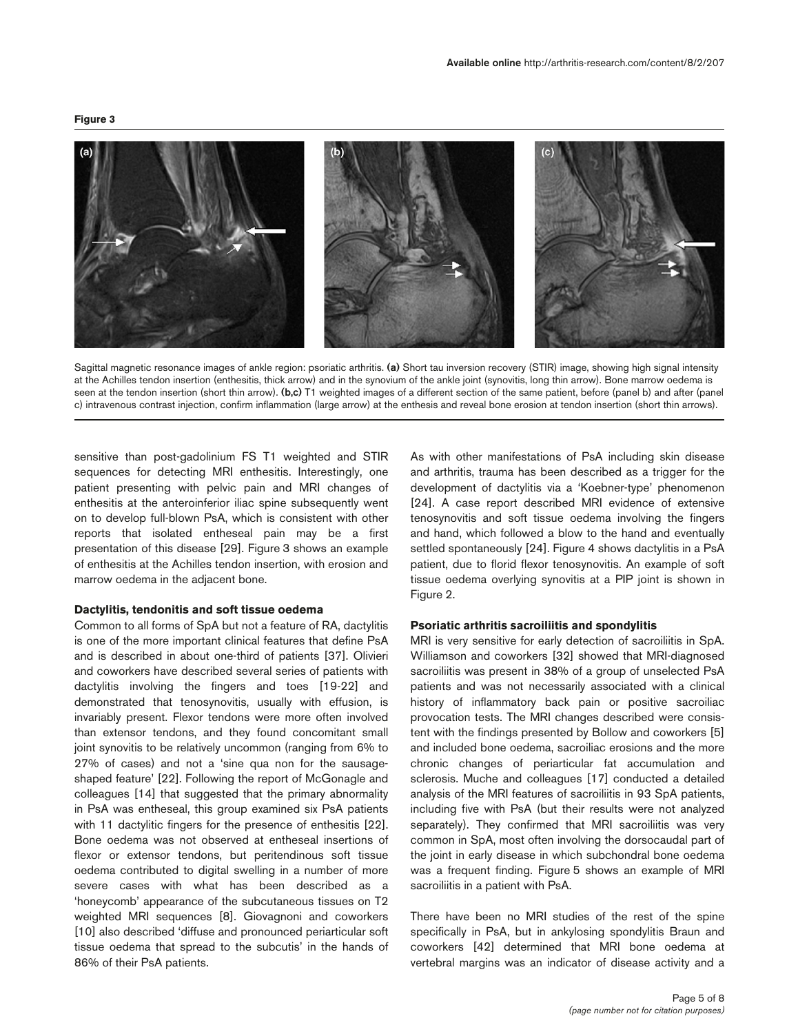**Figure 3**

Sagittal magnetic resonance images of ankle region: psoriatic arthritis. **(a)** Short tau inversion recovery (STIR) image, showing high signal intensity at the Achilles tendon insertion (enthesitis, thick arrow) and in the synovium of the ankle joint (synovitis, long thin arrow). Bone marrow oedema is seen at the tendon insertion (short thin arrow). **(b,c)** T1 weighted images of a different section of the same patient, before (panel b) and after (panel c) intravenous contrast injection, confirm inflammation (large arrow) at the enthesis and reveal bone erosion at tendon insertion (short thin arrows).

sensitive than post-gadolinium FS T1 weighted and STIR sequences for detecting MRI enthesitis. Interestingly, one patient presenting with pelvic pain and MRI changes of enthesitis at the anteroinferior iliac spine subsequently went on to develop full-blown PsA, which is consistent with other reports that isolated entheseal pain may be a first presentation of this disease [29]. Figure 3 shows an example of enthesitis at the Achilles tendon insertion, with erosion and marrow oedema in the adjacent bone.

### Dactylitis, tendonitis and soft tissue oedema

Common to all forms of SpA but not a feature of RA, dactylitis is one of the more important clinical features that define PsA and is described in about one-third of patients [37]. Olivieri and coworkers have described several series of patients with dactylitis involving the fingers and toes [19-22] and demonstrated that tenosynovitis, usually with effusion, is invariably present. Flexor tendons were more often involved than extensor tendons, and they found concomitant small joint synovitis to be relatively uncommon (ranging from 6% to 27% of cases) and not a 'sine qua non for the sausage-shaped feature' [22]. Following the report of McGonagle and colleagues [14] that suggested that the primary abnormality in PsA was entheseal, this group examined six PsA patients with 11 dactylitic fingers for the presence of enthesitis [22]. Bone oedema was not observed at entheseal insertions of flexor or extensor tendons, but peritendinous soft tissue oedema contributed to digital swelling in a number of more severe cases with what has been described as a 'honeycomb' appearance of the subcutaneous tissues on T2 weighted MRI sequences [8]. Giovagnoni and coworkers [10] also described 'diffuse and pronounced periarticular soft tissue oedema that spread to the subcutis' in the hands of 86% of their PsA patients.

As with other manifestations of PsA including skin disease and arthritis, trauma has been described as a trigger for the development of dactylitis via a 'Koebner-type' phenomenon [24]. A case report described MRI evidence of extensive tenosynovitis and soft tissue oedema involving the fingers and hand, which followed a blow to the hand and eventually settled spontaneously [24]. Figure 4 shows dactylitis in a PsA patient, due to florid flexor tenosynovitis. An example of soft tissue oedema overlying synovitis at a PIP joint is shown in Figure 2.

### Psoriatic arthritis sacroiliitis and spondylitis

MRI is very sensitive for early detection of sacroiliitis in SpA. Williamson and coworkers [32] showed that MRI-diagnosed sacroiliitis was present in 38% of a group of unselected PsA patients and was not necessarily associated with a clinical history of inflammatory back pain or positive sacroiliac provocation tests. The MRI changes described were consistent with the findings presented by Bollow and coworkers [5] and included bone oedema, sacroiliac erosions and the more chronic changes of periarticular fat accumulation and sclerosis. Muche and colleagues [17] conducted a detailed analysis of the MRI features of sacroiliitis in 93 SpA patients, including five with PsA (but their results were not analyzed separately). They confirmed that MRI sacroiliitis was very common in SpA, most often involving the dorsocaudal part of the joint in early disease in which subchondral bone oedema was a frequent finding. Figure 5 shows an example of MRI sacroiliitis in a patient with PsA.

There have been no MRI studies of the rest of the spine specifically in PsA, but in ankylosing spondylitis Braun and coworkers [42] determined that MRI bone oedema at vertebral margins was an indicator of disease activity and a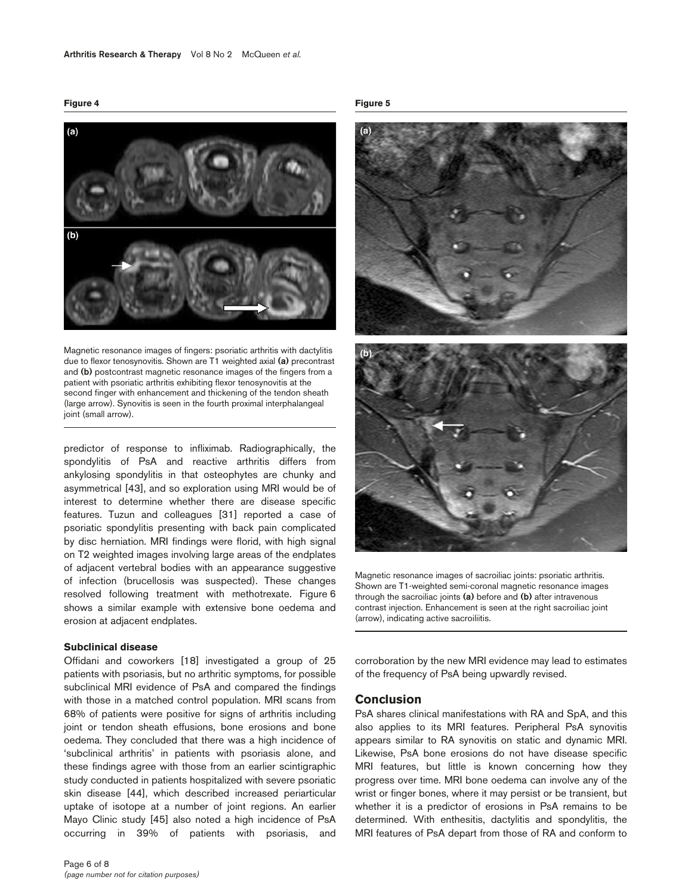**Figure 4**

Magnetic resonance images of fingers: psoriatic arthritis with dactylitis due to flexor tenosynovitis. Shown are T1 weighted axial **(a)** precontrast and **(b)** postcontrast magnetic resonance images of the fingers from a patient with psoriatic arthritis exhibiting flexor tenosynovitis at the second finger with enhancement and thickening of the tendon sheath (large arrow). Synovitis is seen in the fourth proximal interphalangeal joint (small arrow).

predictor of response to infliximab. Radiographically, the spondylitis of PsA and reactive arthritis differs from ankylosing spondylitis in that osteophytes are chunky and asymmetrical [43], and so exploration using MRI would be of interest to determine whether there are disease specific features. Tuzun and colleagues [31] reported a case of psoriatic spondylitis presenting with back pain complicated by disc herniation. MRI findings were florid, with high signal on T2 weighted images involving large areas of the endplates of adjacent vertebral bodies with an appearance suggestive of infection (brucellosis was suspected). These changes resolved following treatment with methotrexate. Figure 6 shows a similar example with extensive bone oedema and erosion at adjacent endplates.

### Subclinical disease

Offidani and coworkers [18] investigated a group of 25 patients with psoriasis, but no arthritic symptoms, for possible subclinical MRI evidence of PsA and compared the findings with those in a matched control population. MRI scans from 68% of patients were positive for signs of arthritis including joint or tendon sheath effusions, bone erosions and bone oedema. They concluded that there was a high incidence of 'subclinical arthritis' in patients with psoriasis alone, and these findings agree with those from an earlier scintigraphic study conducted in patients hospitalized with severe psoriatic skin disease [44], which described increased periarticular uptake of isotope at a number of joint regions. An earlier Mayo Clinic study [45] also noted a high incidence of PsA occurring in 39% of patients with psoriasis, and corroboration by the new MRI evidence may lead to estimates of the frequency of PsA being upwardly revised.

**Figure 5**

Magnetic resonance images of sacroiliac joints: psoriatic arthritis. Shown are T1-weighted semi-coronal magnetic resonance images through the sacroiliac joints **(a)** before and **(b)** after intravenous contrast injection. Enhancement is seen at the right sacroiliac joint (arrow), indicating active sacroiliitis.

## Conclusion

PsA shares clinical manifestations with RA and SpA, and this also applies to its MRI features. Peripheral PsA synovitis appears similar to RA synovitis on static and dynamic MRI. Likewise, PsA bone erosions do not have disease specific MRI features, but little is known concerning how they progress over time. MRI bone oedema can involve any of the wrist or finger bones, where it may persist or be transient, but whether it is a predictor of erosions in PsA remains to be determined. With enthesitis, dactylitis and spondylitis, the MRI features of PsA depart from those of RA and conform to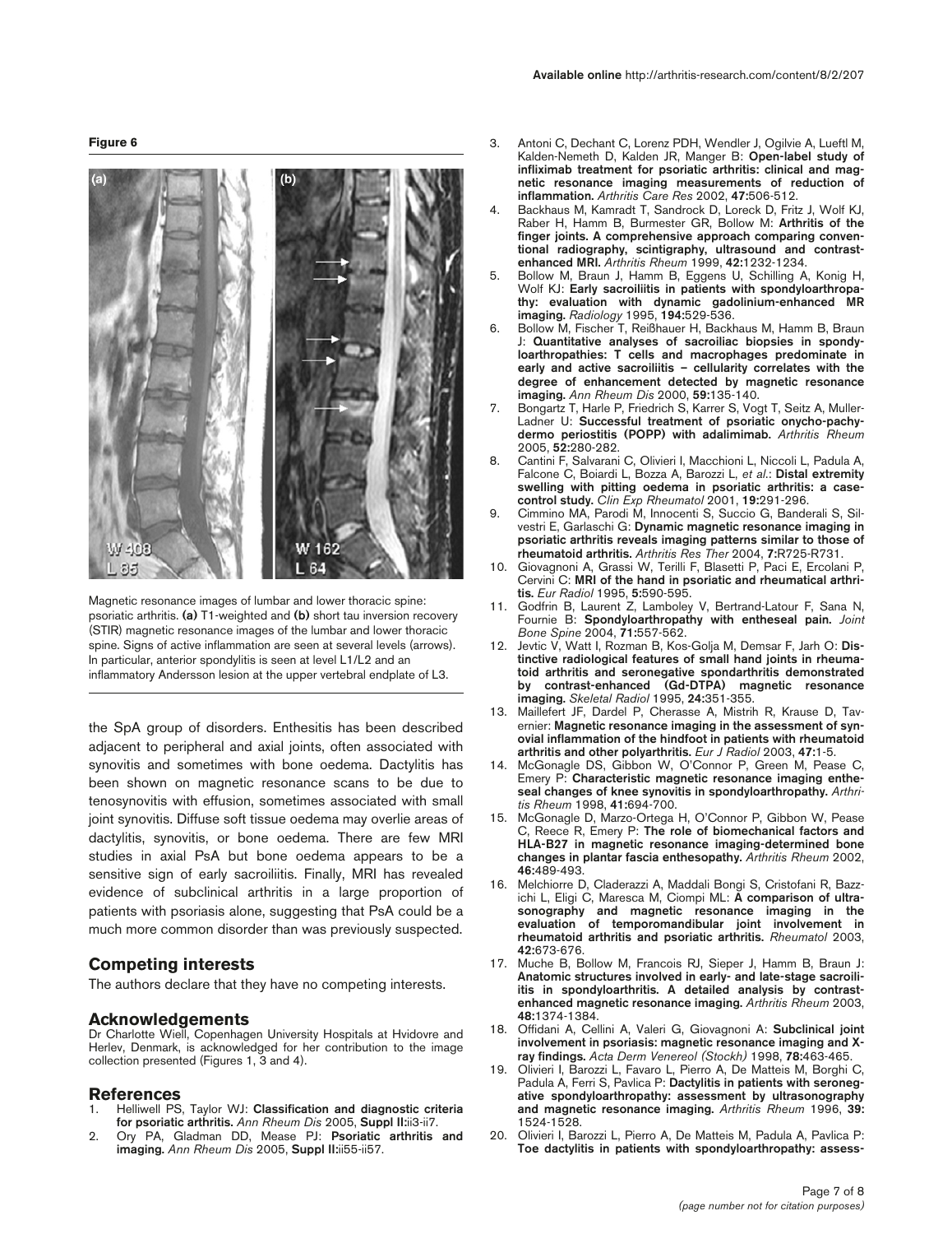**Figure 6**

Magnetic resonance images of lumbar and lower thoracic spine: psoriatic arthritis. **(a)** T1-weighted and **(b)** short tau inversion recovery (STIR) magnetic resonance images of the lumbar and lower thoracic spine. Signs of active inflammation are seen at several levels (arrows). In particular, anterior spondylitis is seen at level L1/L2 and an inflammatory Andersson lesion at the upper vertebral endplate of L3.

the SpA group of disorders. Enthesitis has been described adjacent to peripheral and axial joints, often associated with synovitis and sometimes with bone oedema. Dactylitis has been shown on magnetic resonance scans to be due to tenosynovitis with effusion, sometimes associated with small joint synovitis. Diffuse soft tissue oedema may overlie areas of dactylitis, synovitis, or bone oedema. There are few MRI studies in axial PsA but bone oedema appears to be a sensitive sign of early sacroiliitis. Finally, MRI has revealed evidence of subclinical arthritis in a large proportion of patients with psoriasis alone, suggesting that PsA could be a much more common disorder than was previously suspected.

## Competing interests

The authors declare that they have no competing interests.

## Acknowledgements

Dr Charlotte Wiell, Copenhagen University Hospitals at Hvidovre and Herlev, Denmark, is acknowledged for her contribution to the image collection presented (Figures 1, 3 and 4).

## References

1. Helliwell PS, Taylor WJ: **Classification and diagnostic criteria for psoriatic arthritis.** *Ann Rheum Dis* 2005, **Suppl II:**ii3-ii7.
2. Ory PA, Gladman DD, Mease PJ: **Psoriatic arthritis and imaging.** *Ann Rheum Dis* 2005, **Suppl II:**ii55-ii57.
3. Antoni C, Dechant C, Lorenz PDH, Wendler J, Ogilvie A, Lueftl M, Kalden-Nemeth D, Kalden JR, Manger B: **Open-label study of infliximab treatment for psoriatic arthritis: clinical and magnetic resonance imaging measurements of reduction of inflammation.** *Arthritis Care Res* 2002, **47:**506-512.
4. Backhaus M, Kamradt T, Sandrock D, Loreck D, Fritz J, Wolf KJ, Raber H, Hamm B, Burmester GR, Bollow M: **Arthritis of the finger joints. A comprehensive approach comparing conventional radiography, scintigraphy, ultrasound and contrast-enhanced MRI.** *Arthritis Rheum* 1999, **42:**1232-1234.
5. Bollow M, Braun J, Hamm B, Eggens U, Schilling A, Konig H, Wolf KJ: **Early sacroiliitis in patients with spondyloarthropathy: evaluation with dynamic gadolinium-enhanced MR imaging.** *Radiology* 1995, **194:**529-536.
6. Bollow M, Fischer T, Reißhauer H, Backhaus M, Hamm B, Braun J: **Quantitative analyses of sacroiliac biopsies in spondyloarthropathies: T cells and macrophages predominate in early and active sacroiliitis – cellularity correlates with the degree of enhancement detected by magnetic resonance imaging.** *Ann Rheum Dis* 2000, **59:**135-140.
7. Bongartz T, Harle P, Friedrich S, Karrer S, Vogt T, Seitz A, Muller-Ladner U: **Successful treatment of psoriatic onycho-pachydermo periostitis (POPP) with adalimimab.** *Arthritis Rheum* 2005, **52:**280-282.
8. Cantini F, Salvarani C, Olivieri I, Macchioni L, Niccoli L, Padula A, Falcone C, Boiardi L, Bozza A, Barozzi L, *et al.*: **Distal extremity swelling with pitting oedema in psoriatic arthritis: a case-control study.** *Clin Exp Rheumatol* 2001, **19:**291-296.
9. Cimmino MA, Parodi M, Innocenti S, Succio G, Banderali S, Silvestri E, Garlaschi G: **Dynamic magnetic resonance imaging in psoriatic arthritis reveals imaging patterns similar to those of rheumatoid arthritis.** *Arthritis Res Ther* 2004, **7:**R725-R731.
10. Giovagnoni A, Grassi W, Terilli F, Blasetti P, Paci E, Ercolani P, Cervini C: **MRI of the hand in psoriatic and rheumatical arthritis.** *Eur Radiol* 1995, **5:**590-595.
11. Godfrin B, Laurent Z, Lamboley V, Bertrand-Latour F, Sana N, Fournie B: **Spondyloarthropathy with entheseal pain.** *Joint Bone Spine* 2004, **71:**557-562.
12. Jevtic V, Watt I, Rozman B, Kos-Golja M, Demsar F, Jarh O: **Distinctive radiological features of small hand joints in rheumatoid arthritis and seronegative spondarthritis demonstrated by contrast-enhanced (Gd-DTPA) magnetic resonance imaging.** *Skeletal Radiol* 1995, **24:**351-355.
13. Maillefert JF, Dardel P, Cherasse A, Mistrih R, Krause D, Tavernier: **Magnetic resonance imaging in the assessment of synovial inflammation of the hindfoot in patients with rheumatoid arthritis and other polyarthritis.** *Eur J Radiol* 2003, **47:**1-5.
14. McGonagle DS, Gibbon W, O'Connor P, Green M, Pease C, Emery P: **Characteristic magnetic resonance imaging entheseal changes of knee synovitis in spondyloarthropathy.** *Arthritis Rheum* 1998, **41:**694-700.
15. McGonagle D, Marzo-Ortega H, O'Connor P, Gibbon W, Pease C, Reece R, Emery P: **The role of biomechanical factors and HLA-B27 in magnetic resonance imaging-determined bone changes in plantar fascia enthesopathy.** *Arthritis Rheum* 2002, **46:**489-493.
16. Melchiorre D, Claderazzi A, Maddali Bongi S, Cristofani R, Bazzichi L, Eligi C, Maresca M, Ciompi ML: **A comparison of ultrasonography and magnetic resonance imaging in the evaluation of temporomandibular joint involvement in rheumatoid arthritis and psoriatic arthritis.** *Rheumatol* 2003, **42:**673-676.
17. Muche B, Bollow M, Francois RJ, Sieper J, Hamm B, Braun J: **Anatomic structures involved in early- and late-stage sacroiliitis in spondyloarthritis. A detailed analysis by contrast-enhanced magnetic resonance imaging.** *Arthritis Rheum* 2003, **48:**1374-1384.
18. Offidani A, Cellini A, Valeri G, Giovagnoni A: **Subclinical joint involvement in psoriasis: magnetic resonance imaging and X-ray findings.** *Acta Derm Venereol (Stockh)* 1998, **78:**463-465.
19. Olivieri I, Barozzi L, Favaro L, Pierro A, De Matteis M, Borghi C, Padula A, Ferri S, Pavlica P: **Dactylitis in patients with seronegative spondyloarthropathy: assessment by ultrasonography and magnetic resonance imaging.** *Arthritis Rheum* 1996, **39:** 1524-1528.
20. Olivieri I, Barozzi L, Pierro A, De Matteis M, Padula A, Pavlica P: **Toe dactylitis in patients with spondyloarthropathy: assess-**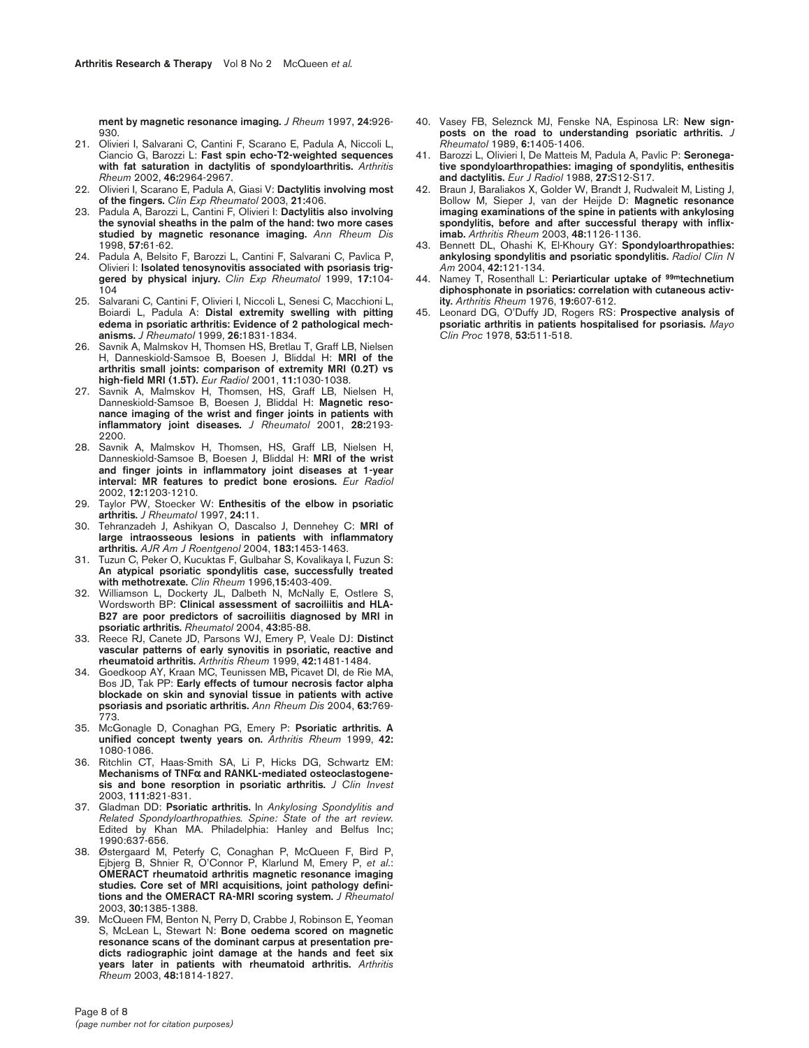ment by magnetic resonance imaging. *J Rheum* 1997, **24:**926-930.

21. Olivieri I, Salvarani C, Cantini F, Scarano E, Padula A, Niccoli L, Ciancio G, Barozzi L: **Fast spin echo-T2-weighted sequences with fat saturation in dactylitis of spondyloarthritis.** *Arthritis Rheum* 2002, **46:**2964-2967.
22. Olivieri I, Scarano E, Padula A, Giasi V: **Dactylitis involving most of the fingers.** *Clin Exp Rheumatol* 2003, **21:**406.
23. Padula A, Barozzi L, Cantini F, Olivieri I: **Dactylitis also involving the synovial sheaths in the palm of the hand: two more cases studied by magnetic resonance imaging.** *Ann Rheum Dis* 1998, **57:**61-62.
24. Padula A, Belsito F, Barozzi L, Cantini F, Salvarani C, Pavlica P, Olivieri I: **Isolated tenosynovitis associated with psoriasis triggered by physical injury.** *Clin Exp Rheumatol* 1999, **17:**104-104
25. Salvarani C, Cantini F, Olivieri I, Niccoli L, Senesi C, Macchioni L, Boiardi L, Padula A: **Distal extremity swelling with pitting edema in psoriatic arthritis: Evidence of 2 pathological mechanisms.** *J Rheumatol* 1999, **26:**1831-1834.
26. Savnik A, Malmskov H, Thomsen HS, Bretlau T, Graff LB, Nielsen H, Danneskiold-Samsoe B, Boesen J, Bliddal H: **MRI of the arthritis small joints: comparison of extremity MRI (0.2T) vs high-field MRI (1.5T).** *Eur Radiol* 2001, **11:**1030-1038.
27. Savnik A, Malmskov H, Thomsen, HS, Graff LB, Nielsen H, Danneskiold-Samsoe B, Boesen J, Bliddal H: **Magnetic resonance imaging of the wrist and finger joints in patients with inflammatory joint diseases.** *J Rheumatol* 2001, **28:**2193-2200.
28. Savnik A, Malmskov H, Thomsen, HS, Graff LB, Nielsen H, Danneskiold-Samsoe B, Boesen J, Bliddal H: **MRI of the wrist and finger joints in inflammatory joint diseases at 1-year interval: MR features to predict bone erosions.** *Eur Radiol* 2002, **12:**1203-1210.
29. Taylor PW, Stoecker W: **Enthesitis of the elbow in psoriatic arthritis.** *J Rheumatol* 1997, **24:**11.
30. Tehranzadeh J, Ashikyan O, Dascalso J, Dennehey C: **MRI of large intraosseous lesions in patients with inflammatory arthritis.** *AJR Am J Roentgenol* 2004, **183:**1453-1463.
31. Tuzun C, Peker O, Kucuktas F, Gulbahar S, Kovalikaya I, Fuzun S: **An atypical psoriatic spondylitis case, successfully treated with methotrexate.** *Clin Rheum* 1996,**15:**403-409.
32. Williamson L, Dockerty JL, Dalbeth N, McNally E, Ostlere S, Wordsworth BP: **Clinical assessment of sacroiliitis and HLA-B27 are poor predictors of sacroiliitis diagnosed by MRI in psoriatic arthritis.** *Rheumatol* 2004, **43:**85-88.
33. Reece RJ, Canete JD, Parsons WJ, Emery P, Veale DJ: **Distinct vascular patterns of early synovitis in psoriatic, reactive and rheumatoid arthritis.** *Arthritis Rheum* 1999, **42:**1481-1484.
34. Goedkoop AY, Kraan MC, Teunissen MB, Picavet DI, de Rie MA, Bos JD, Tak PP: **Early effects of tumour necrosis factor alpha blockade on skin and synovial tissue in patients with active psoriasis and psoriatic arthritis.** *Ann Rheum Dis* 2004, **63:**769-773.
35. McGonagle D, Conaghan PG, Emery P: **Psoriatic arthritis. A unified concept twenty years on.** *Arthritis Rheum* 1999, **42:** 1080-1086.
36. Ritchlin CT, Haas-Smith SA, Li P, Hicks DG, Schwartz EM: **Mechanisms of TNFα and RANKL-mediated osteoclastogenesis and bone resorption in psoriatic arthritis.** *J Clin Invest* 2003, **111:**821-831.
37. Gladman DD: **Psoriatic arthritis.** In *Ankylosing Spondylitis and Related Spondyloarthropathies. Spine: State of the art review.* Edited by Khan MA. Philadelphia: Hanley and Belfus Inc; 1990:637-656.
38. Østergaard M, Peterfy C, Conaghan P, McQueen F, Bird P, Ejbjerg B, Shnier R, O'Connor P, Klarlund M, Emery P, *et al.*: **OMERACT rheumatoid arthritis magnetic resonance imaging studies. Core set of MRI acquisitions, joint pathology definitions and the OMERACT RA-MRI scoring system.** *J Rheumatol* 2003, **30:**1385-1388.
39. McQueen FM, Benton N, Perry D, Crabbe J, Robinson E, Yeoman S, McLean L, Stewart N: **Bone oedema scored on magnetic resonance scans of the dominant carpus at presentation predicts radiographic joint damage at the hands and feet six years later in patients with rheumatoid arthritis.** *Arthritis Rheum* 2003, **48:**1814-1827.
40. Vasey FB, Seleznck MJ, Fenske NA, Espinosa LR: **New signposts on the road to understanding psoriatic arthritis.** *J Rheumatol* 1989, **6:**1405-1406.
41. Barozzi L, Olivieri I, De Matteis M, Padula A, Pavlic P: **Seronegative spondyloarthropathies: imaging of spondylitis, enthesitis and dactylitis.** *Eur J Radiol* 1988, **27:**S12-S17.
42. Braun J, Baraliakos X, Golder W, Brandt J, Rudwaleit M, Listing J, Bollow M, Sieper J, van der Heijde D: **Magnetic resonance imaging examinations of the spine in patients with ankylosing spondylitis, before and after successful therapy with infliximab.** *Arthritis Rheum* 2003, **48:**1126-1136.
43. Bennett DL, Ohashi K, El-Khoury GY: **Spondyloarthropathies: ankylosing spondylitis and psoriatic spondylitis.** *Radiol Clin N Am* 2004, **42:**121-134.
44. Namey T, Rosenthall L: **Periarticular uptake of $^{99m}$technetium diphosphonate in psoriatics: correlation with cutaneous activity.** *Arthritis Rheum* 1976, **19:**607-612.
45. Leonard DG, O'Duffy JD, Rogers RS: **Prospective analysis of psoriatic arthritis in patients hospitalised for psoriasis.** *Mayo Clin Proc* 1978, **53:**511-518.